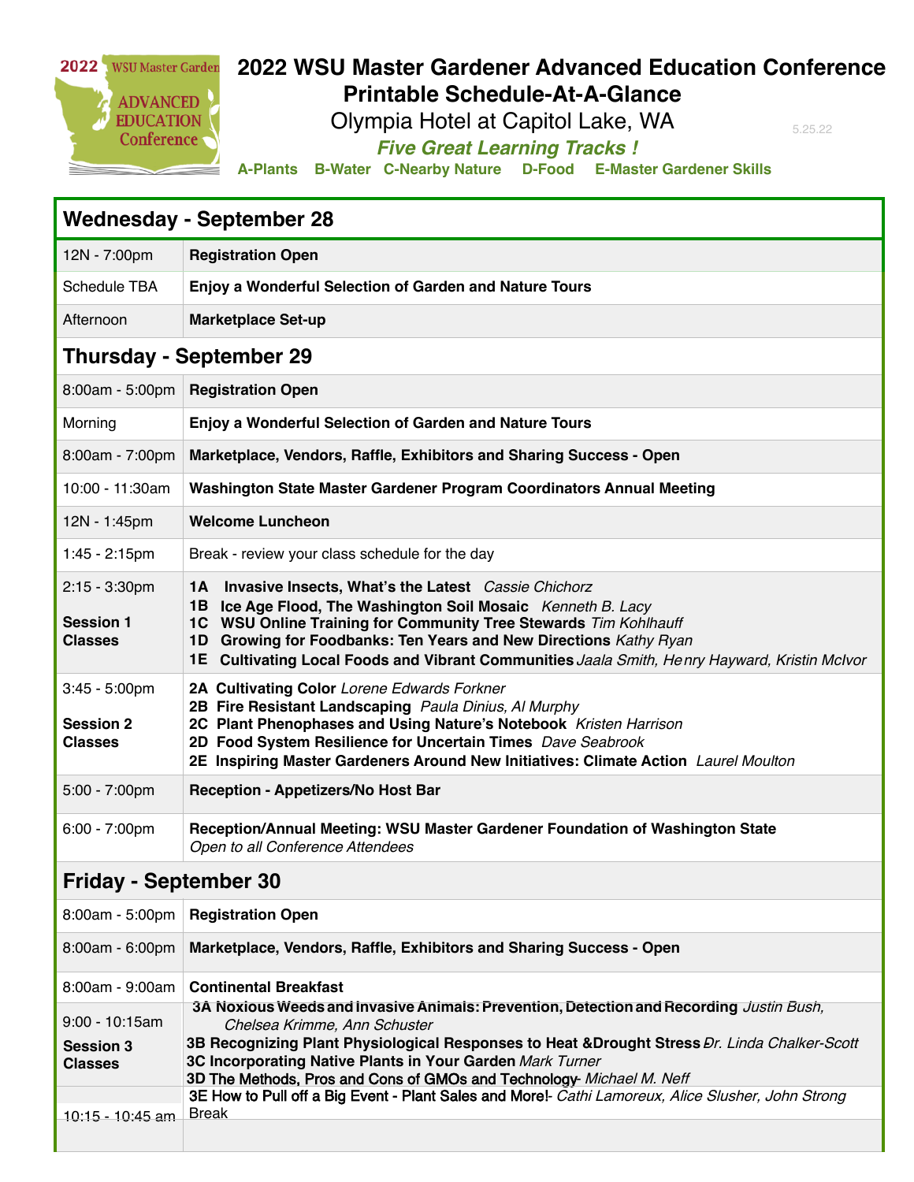# 2022 WSU Master Gardener Advanced Education Conference

## Printable Schedule-At-A-Glance

Olympia Hotel at Capitol Lake, WA

5.25.22

***Five Great Learning Tracks !***

**A-Plants B-Water C-Nearby Nature D-Food E-Master Gardener Skills**

| **Wednesday - September 28** | |
|---|---|
| 12N - 7:00pm | **Registration Open** |
| Schedule TBA | **Enjoy a Wonderful Selection of Garden and Nature Tours** |
| Afternoon | **Marketplace Set-up** |
| **Thursday - September 29** | |
| 8:00am - 5:00pm | **Registration Open** |
| Morning | **Enjoy a Wonderful Selection of Garden and Nature Tours** |
| 8:00am - 7:00pm | **Marketplace, Vendors, Raffle, Exhibitors and Sharing Success - Open** |
| 10:00 - 11:30am | **Washington State Master Gardener Program Coordinators Annual Meeting** |
| 12N - 1:45pm | **Welcome Luncheon** |
| 1:45 - 2:15pm | Break - review your class schedule for the day |
| 2:15 - 3:30pm **Session 1 Classes** | **1A Invasive Insects, What's the Latest** *Cassie Chichorz*<br>**1B Ice Age Flood, The Washington Soil Mosaic** *Kenneth B. Lacy*<br>**1C WSU Online Training for Community Tree Stewards** *Tim Kohlhauff*<br>**1D Growing for Foodbanks: Ten Years and New Directions** *Kathy Ryan*<br>**1E Cultivating Local Foods and Vibrant Communities** *Jaala Smith, Henry Hayward, Kristin McIvor* |
| 3:45 - 5:00pm **Session 2 Classes** | **2A Cultivating Color** *Lorene Edwards Forkner*<br>**2B Fire Resistant Landscaping** *Paula Dinius, Al Murphy*<br>**2C Plant Phenophases and Using Nature's Notebook** *Kristen Harrison*<br>**2D Food System Resilience for Uncertain Times** *Dave Seabrook*<br>**2E Inspiring Master Gardeners Around New Initiatives: Climate Action** *Laurel Moulton* |
| 5:00 - 7:00pm | **Reception - Appetizers/No Host Bar** |
| 6:00 - 7:00pm | **Reception/Annual Meeting: WSU Master Gardener Foundation of Washington State**<br>*Open to all Conference Attendees* |
| **Friday - September 30** | |
| 8:00am - 5:00pm | **Registration Open** |
| 8:00am - 6:00pm | **Marketplace, Vendors, Raffle, Exhibitors and Sharing Success - Open** |
| 8:00am - 9:00am | **Continental Breakfast** |
| 9:00 - 10:15am **Session 3 Classes** | **3A Noxious Weeds and Invasive Animals: Prevention, Detection and Recording** *Justin Bush, Chelsea Krimme, Ann Schuster*<br>**3B Recognizing Plant Physiological Responses to Heat &Drought Stress** *Dr. Linda Chalker-Scott*<br>**3C Incorporating Native Plants in Your Garden** *Mark Turner*<br>**3D The Methods, Pros and Cons of GMOs and Technology**- *Michael M. Neff*<br>**3E How to Pull off a Big Event - Plant Sales and More!**- *Cathi Lamoreux, Alice Slusher, John Strong* |
| 10:15 - 10:45 am | Break |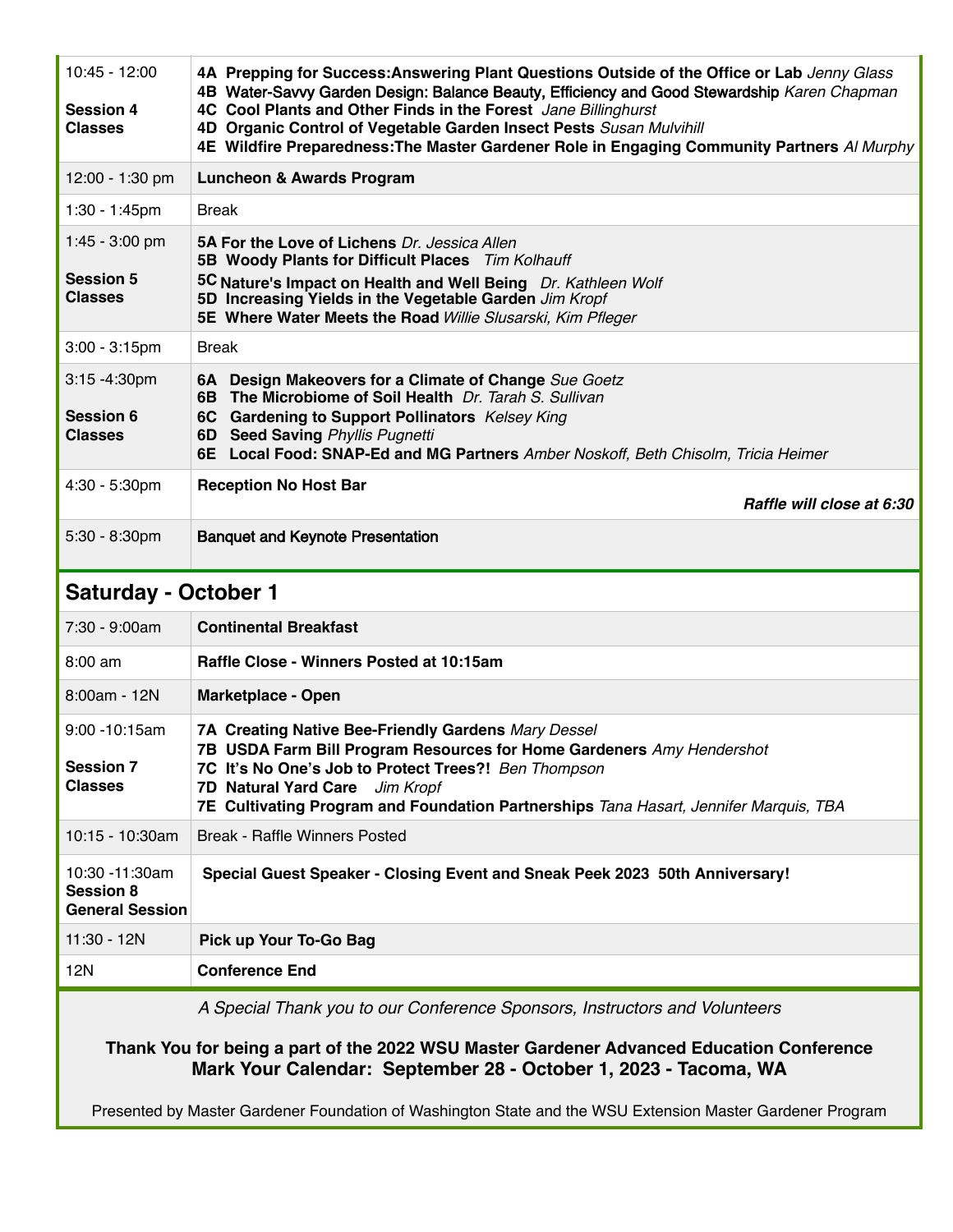| | |
|---|---|
| 10:45 - 12:00<br><br>**Session 4 Classes** | **4A Prepping for Success:Answering Plant Questions Outside of the Office or Lab** *Jenny Glass*<br>**4B Water-Savvy Garden Design: Balance Beauty, Efficiency and Good Stewardship** *Karen Chapman*<br>**4C Cool Plants and Other Finds in the Forest** *Jane Billinghurst*<br>**4D Organic Control of Vegetable Garden Insect Pests** *Susan Mulvihill*<br>**4E Wildfire Preparedness:The Master Gardener Role in Engaging Community Partners** *Al Murphy* |
| 12:00 - 1:30 pm | **Luncheon & Awards Program** |
| 1:30 - 1:45pm | Break |
| 1:45 - 3:00 pm<br><br>**Session 5 Classes** | **5A For the Love of Lichens** *Dr. Jessica Allen*<br>**5B Woody Plants for Difficult Places** *Tim Kolhauff*<br>**5C Nature's Impact on Health and Well Being** *Dr. Kathleen Wolf*<br>**5D Increasing Yields in the Vegetable Garden** *Jim Kropf*<br>**5E Where Water Meets the Road** *Willie Slusarski, Kim Pfleger* |
| 3:00 - 3:15pm | Break |
| 3:15 -4:30pm<br><br>**Session 6 Classes** | **6A Design Makeovers for a Climate of Change** *Sue Goetz*<br>**6B The Microbiome of Soil Health** *Dr. Tarah S. Sullivan*<br>**6C Gardening to Support Pollinators** *Kelsey King*<br>**6D Seed Saving** *Phyllis Pugnetti*<br>**6E Local Food: SNAP-Ed and MG Partners** *Amber Noskoff, Beth Chisolm, Tricia Heimer* |
| 4:30 - 5:30pm | **Reception No Host Bar**<br>***Raffle will close at 6:30*** |
| 5:30 - 8:30pm | **Banquet and Keynote Presentation** |

## Saturday - October 1

| | |
|---|---|
| 7:30 - 9:00am | **Continental Breakfast** |
| 8:00 am | **Raffle Close - Winners Posted at 10:15am** |
| 8:00am - 12N | **Marketplace - Open** |
| 9:00 -10:15am<br><br>**Session 7 Classes** | **7A Creating Native Bee-Friendly Gardens** *Mary Dessel*<br>**7B USDA Farm Bill Program Resources for Home Gardeners** *Amy Hendershot*<br>**7C It's No One's Job to Protect Trees?!** *Ben Thompson*<br>**7D Natural Yard Care** *Jim Kropf*<br>**7E Cultivating Program and Foundation Partnerships** *Tana Hasart, Jennifer Marquis, TBA* |
| 10:15 - 10:30am | Break - Raffle Winners Posted |
| 10:30 -11:30am<br>**Session 8 General Session** | **Special Guest Speaker - Closing Event and Sneak Peek 2023 50th Anniversary!** |
| 11:30 - 12N | **Pick up Your To-Go Bag** |
| 12N | **Conference End** |

*A Special Thank you to our Conference Sponsors, Instructors and Volunteers*

**Thank You for being a part of the 2022 WSU Master Gardener Advanced Education Conference**
**Mark Your Calendar: September 28 - October 1, 2023 - Tacoma, WA**

Presented by Master Gardener Foundation of Washington State and the WSU Extension Master Gardener Program